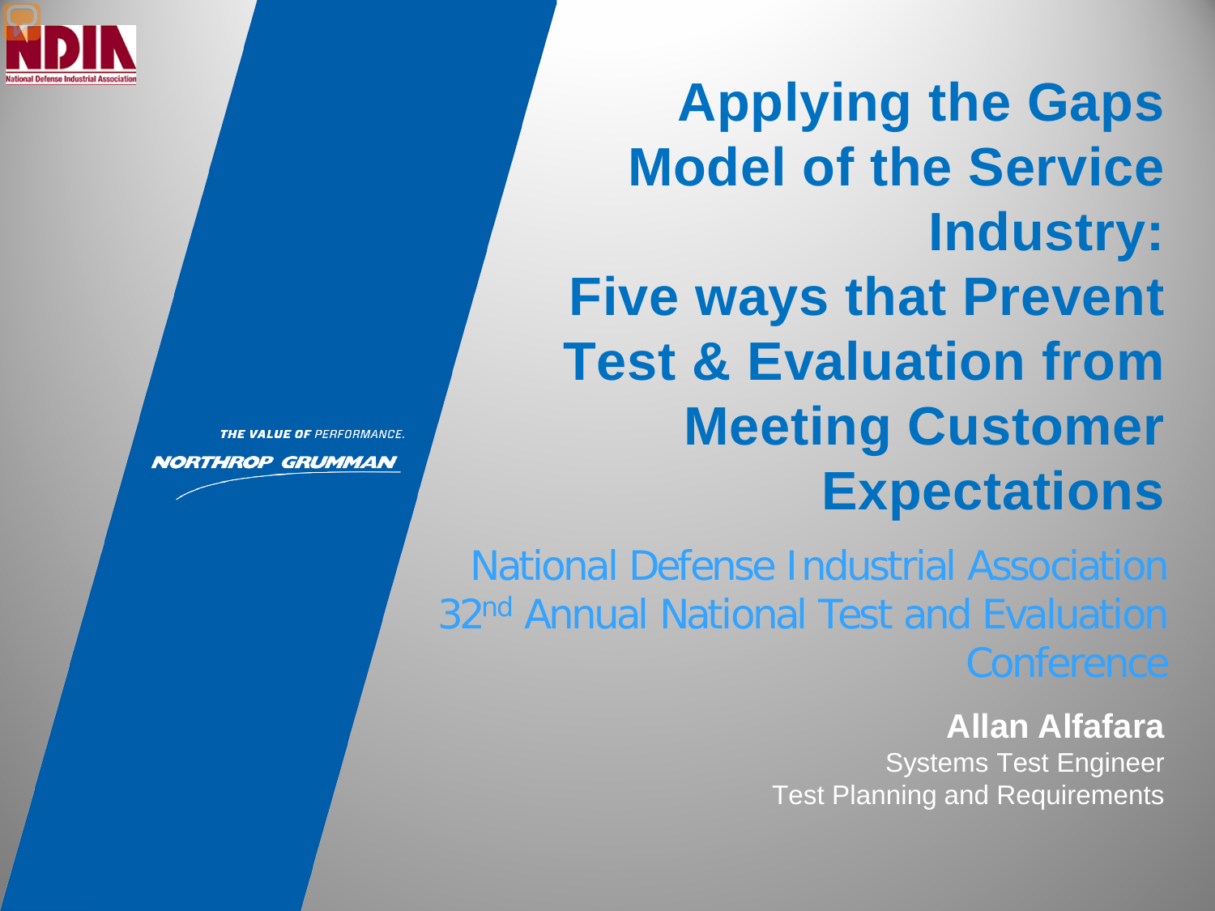# Applying the Gaps Model of the Service Industry: Five ways that Prevent Test & Evaluation from Meeting Customer Expectations

National Defense Industrial Association
32nd Annual National Test and Evaluation Conference

**Allan Alfafara**
Systems Test Engineer
Test Planning and Requirements

THE VALUE OF PERFORMANCE.
NORTHROP GRUMMAN

National Defense Industrial Association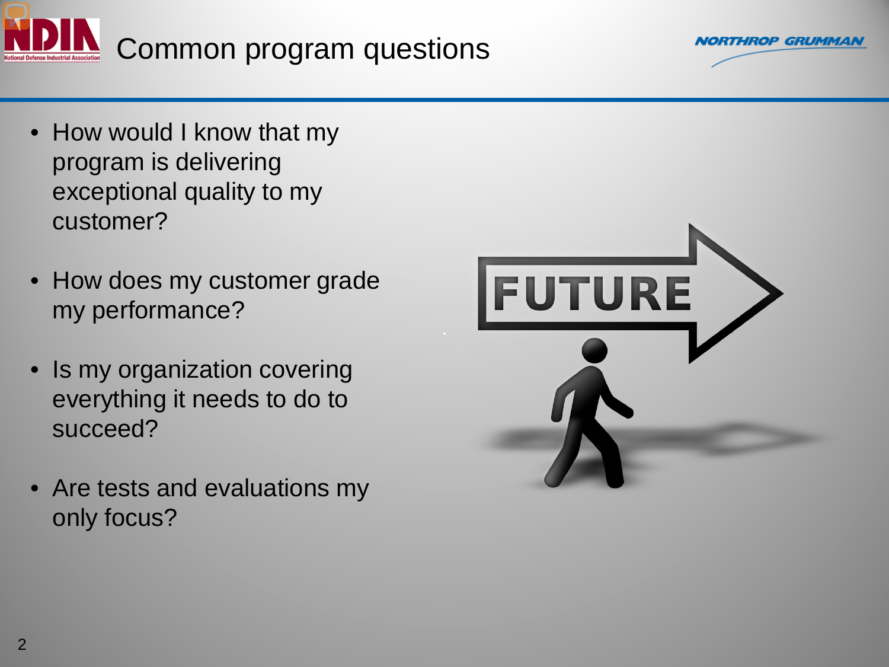# Common program questions

- How would I know that my program is delivering exceptional quality to my customer?
- How does my customer grade my performance?
- Is my organization covering everything it needs to do to succeed?
- Are tests and evaluations my only focus?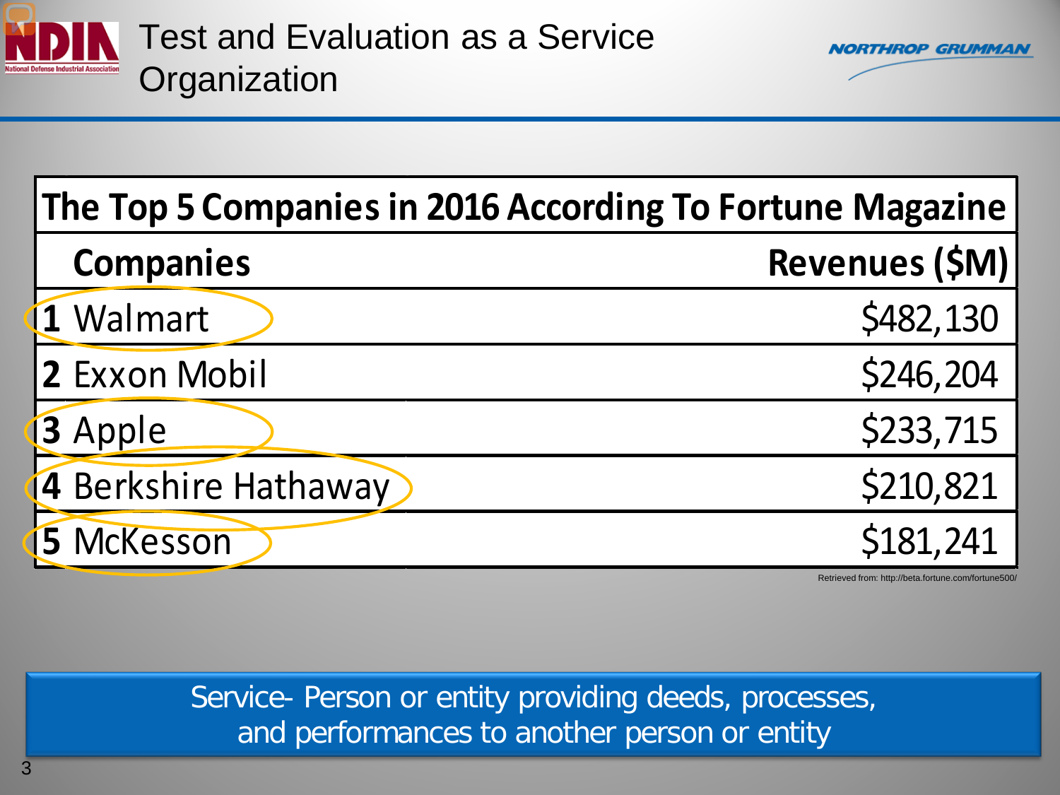# Test and Evaluation as a Service Organization

| The Top 5 Companies in 2016 According To Fortune Magazine | |
|---|---|
| **Companies** | **Revenues ($M)** |
| **1** Walmart | $482,130 |
| **2** Exxon Mobil | $246,204 |
| **3** Apple | $233,715 |
| **4** Berkshire Hathaway | $210,821 |
| **5** McKesson | $181,241 |

Retrieved from: http://beta.fortune.com/fortune500/

Service- Person or entity providing deeds, processes, and performances to another person or entity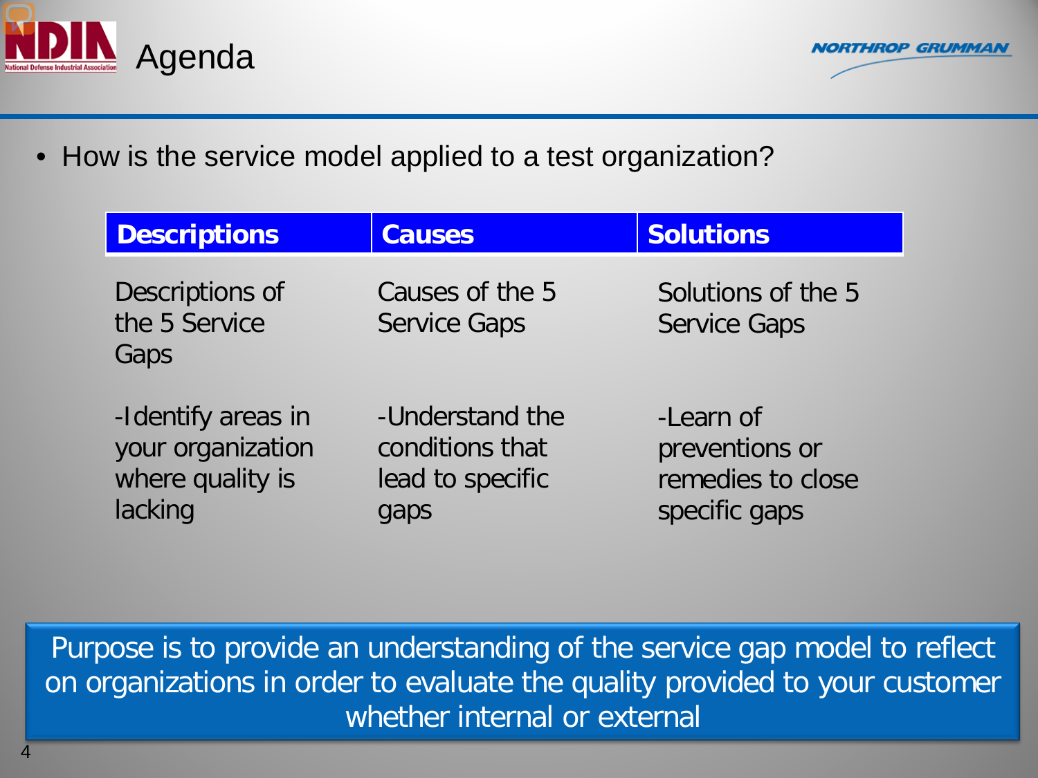# Agenda

- How is the service model applied to a test organization?

| Descriptions | Causes | Solutions |
|---|---|---|
| Descriptions of the 5 Service Gaps | Causes of the 5 Service Gaps | Solutions of the 5 Service Gaps |
| -Identify areas in your organization where quality is lacking | -Understand the conditions that lead to specific gaps | -Learn of preventions or remedies to close specific gaps |

Purpose is to provide an understanding of the service gap model to reflect on organizations in order to evaluate the quality provided to your customer whether internal or external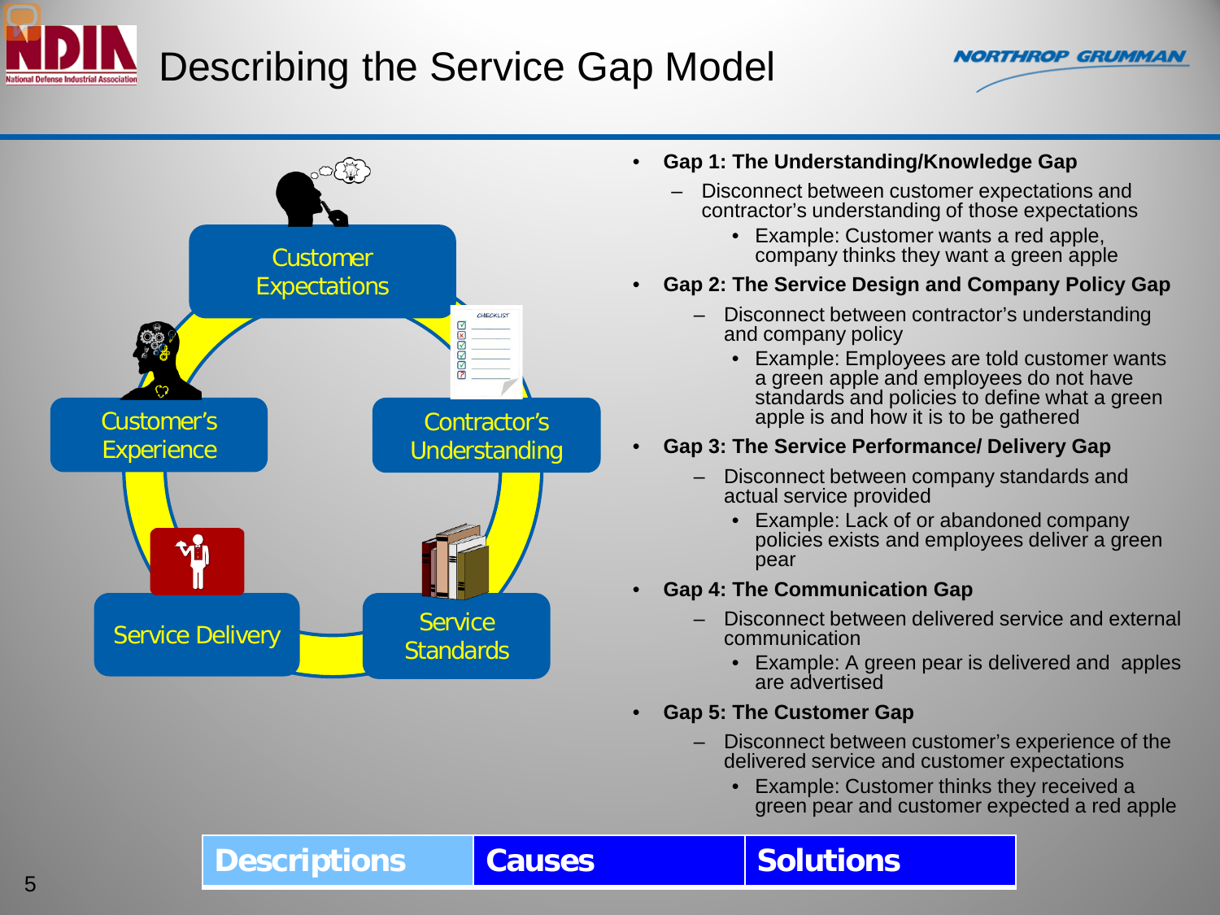# Describing the Service Gap Model

Customer Expectations

Contractor's Understanding

Service Standards

Service Delivery

Customer's Experience

- **Gap 1: The Understanding/Knowledge Gap**
  - Disconnect between customer expectations and contractor's understanding of those expectations
    - Example: Customer wants a red apple, company thinks they want a green apple
- **Gap 2: The Service Design and Company Policy Gap**
  - Disconnect between contractor's understanding and company policy
    - Example: Employees are told customer wants a green apple and employees do not have standards and policies to define what a green apple is and how it is to be gathered
- **Gap 3: The Service Performance/ Delivery Gap**
  - Disconnect between company standards and actual service provided
    - Example: Lack of or abandoned company policies exists and employees deliver a green pear
- **Gap 4: The Communication Gap**
  - Disconnect between delivered service and external communication
    - Example: A green pear is delivered and apples are advertised
- **Gap 5: The Customer Gap**
  - Disconnect between customer's experience of the delivered service and customer expectations
    - Example: Customer thinks they received a green pear and customer expected a red apple

| Descriptions | Causes | Solutions |
|---|---|---|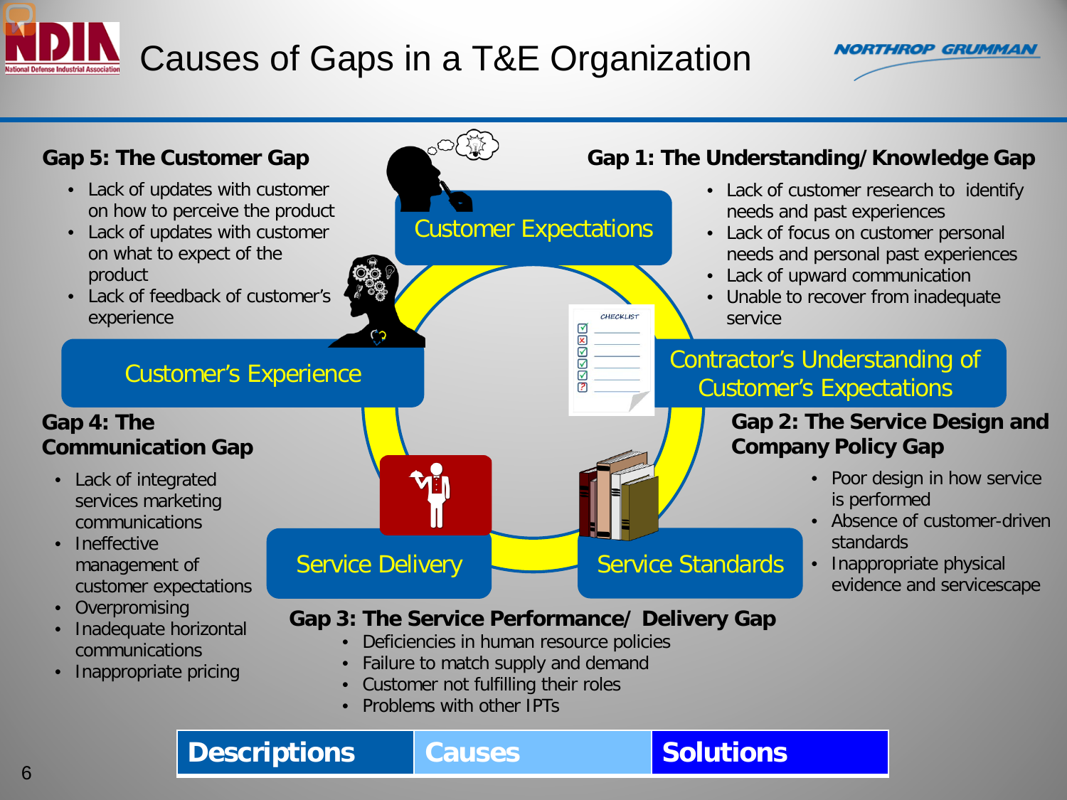# Causes of Gaps in a T&E Organization

## Gap 5: The Customer Gap

- Lack of updates with customer on how to perceive the product
- Lack of updates with customer on what to expect of the product
- Lack of feedback of customer's experience

## Gap 1: The Understanding/ Knowledge Gap

- Lack of customer research to identify needs and past experiences
- Lack of focus on customer personal needs and personal past experiences
- Lack of upward communication
- Unable to recover from inadequate service

Customer Expectations

Contractor's Understanding of Customer's Expectations

Service Standards

Service Delivery

Customer's Experience

## Gap 4: The Communication Gap

- Lack of integrated services marketing communications
- Ineffective management of customer expectations
- Overpromising
- Inadequate horizontal communications
- Inappropriate pricing

## Gap 2: The Service Design and Company Policy Gap

- Poor design in how service is performed
- Absence of customer-driven standards
- Inappropriate physical evidence and servicescape

## Gap 3: The Service Performance/ Delivery Gap

- Deficiencies in human resource policies
- Failure to match supply and demand
- Customer not fulfilling their roles
- Problems with other IPTs

| Descriptions | Causes | Solutions |
| --- | --- | --- |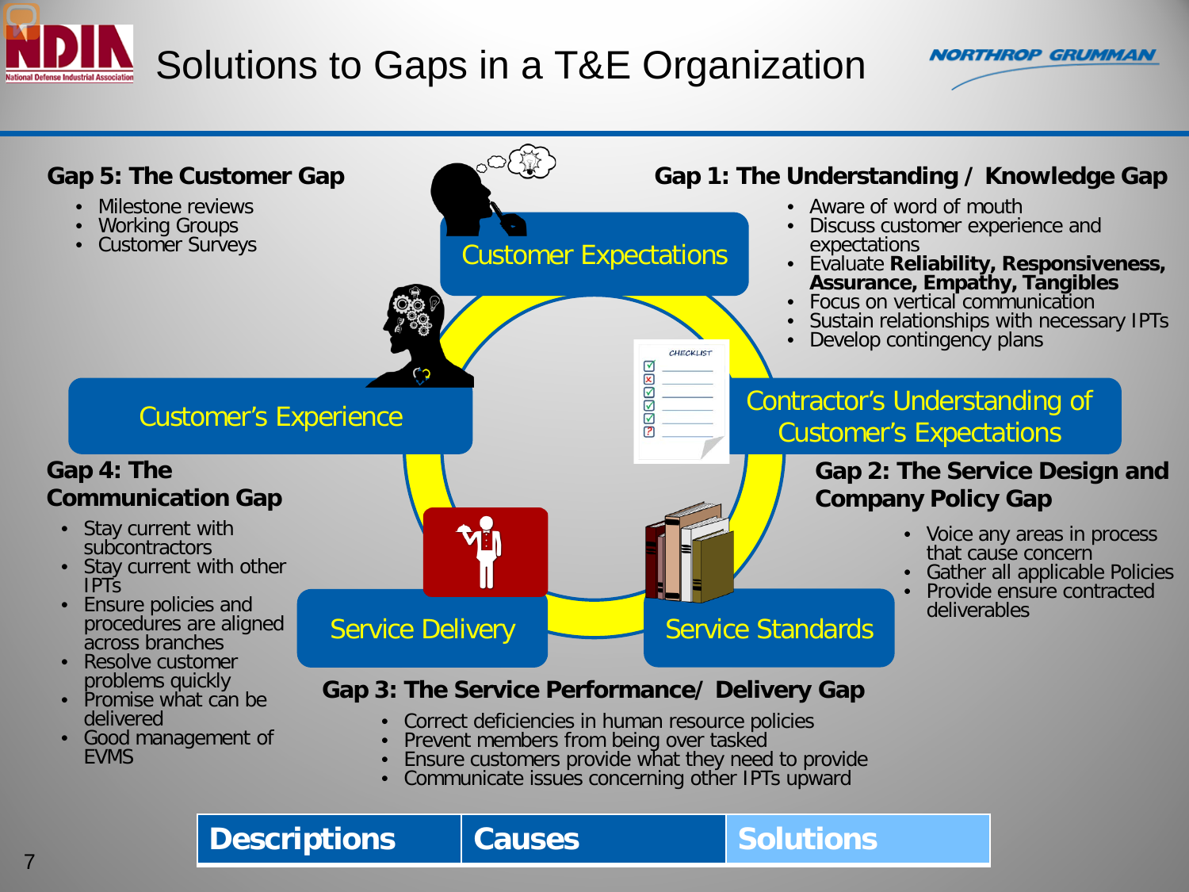# Solutions to Gaps in a T&E Organization

**Gap 5: The Customer Gap**

- Milestone reviews
- Working Groups
- Customer Surveys

Customer Expectations

**Gap 1: The Understanding / Knowledge Gap**

- Aware of word of mouth
- Discuss customer experience and expectations
- Evaluate **Reliability, Responsiveness, Assurance, Empathy, Tangibles**
- Focus on vertical communication
- Sustain relationships with necessary IPTs
- Develop contingency plans

Customer's Experience

Contractor's Understanding of Customer's Expectations

CHECKLIST

**Gap 4: The Communication Gap**

- Stay current with subcontractors
- Stay current with other IPTs
- Ensure policies and procedures are aligned across branches
- Resolve customer problems quickly
- Promise what can be delivered
- Good management of EVMS

**Gap 2: The Service Design and Company Policy Gap**

- Voice any areas in process that cause concern
- Gather all applicable Policies
- Provide ensure contracted deliverables

Service Delivery

Service Standards

**Gap 3: The Service Performance/ Delivery Gap**

- Correct deficiencies in human resource policies
- Prevent members from being over tasked
- Ensure customers provide what they need to provide
- Communicate issues concerning other IPTs upward

| Descriptions | Causes | Solutions |
| --- | --- | --- |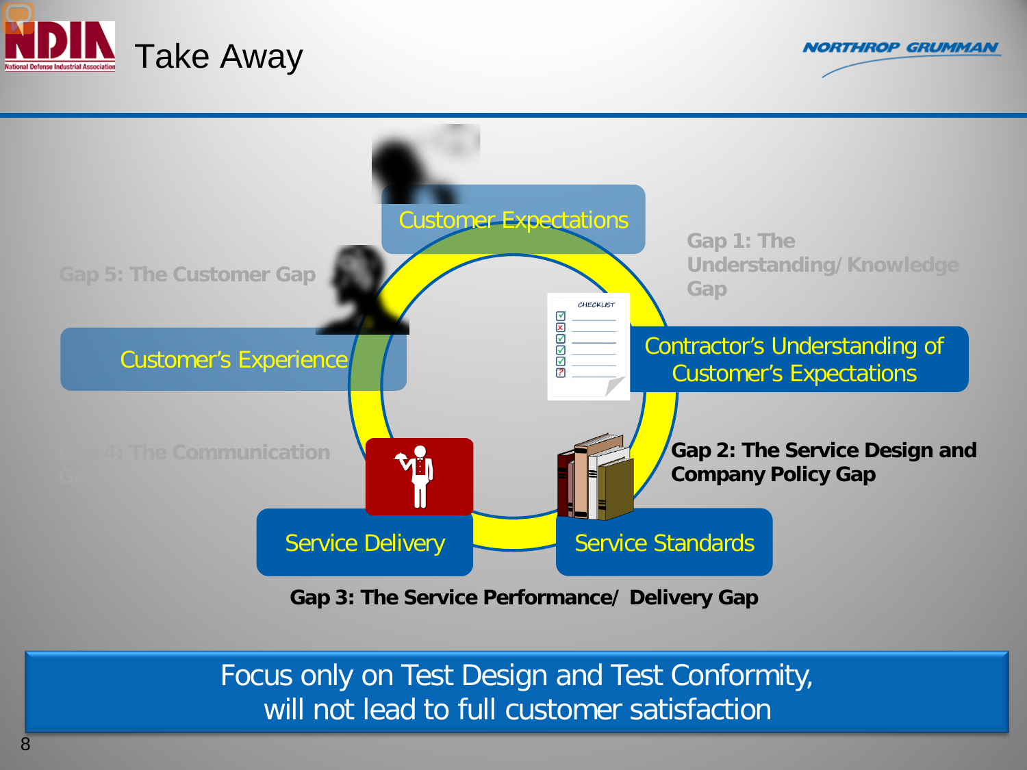# Take Away

Customer Expectations

Gap 1: The Understanding/ Knowledge Gap

Gap 5: The Customer Gap

Customer's Experience

Contractor's Understanding of Customer's Expectations

Gap 4: The Communication Gap

Gap 2: The Service Design and Company Policy Gap

Service Delivery

Service Standards

Gap 3: The Service Performance/ Delivery Gap

Focus only on Test Design and Test Conformity, will not lead to full customer satisfaction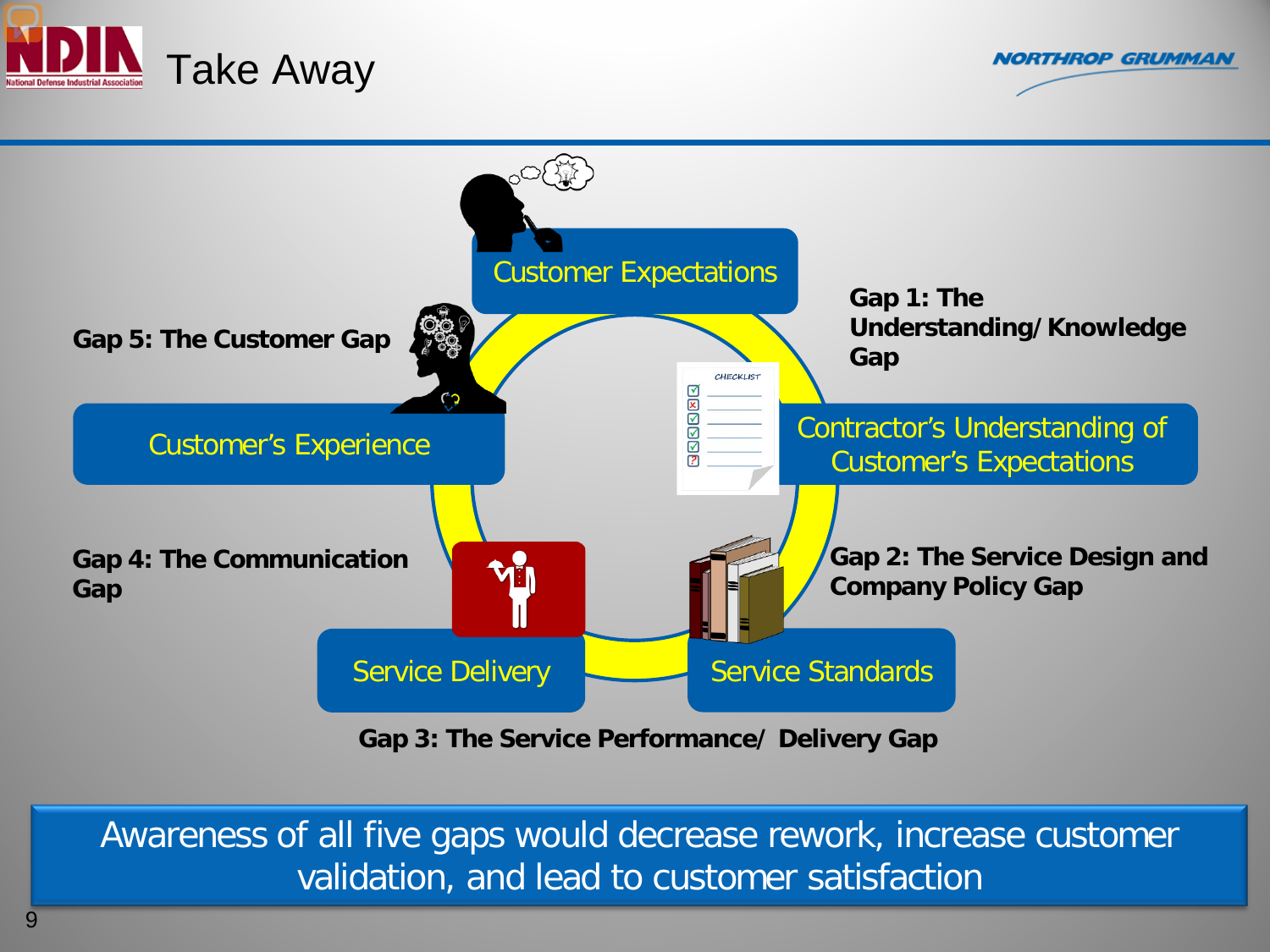# Take Away

Customer Expectations

Gap 1: The Understanding/ Knowledge Gap

Contractor's Understanding of Customer's Expectations

Gap 2: The Service Design and Company Policy Gap

Service Standards

Gap 3: The Service Performance/ Delivery Gap

Service Delivery

Gap 4: The Communication Gap

Customer's Experience

Gap 5: The Customer Gap

Awareness of all five gaps would decrease rework, increase customer validation, and lead to customer satisfaction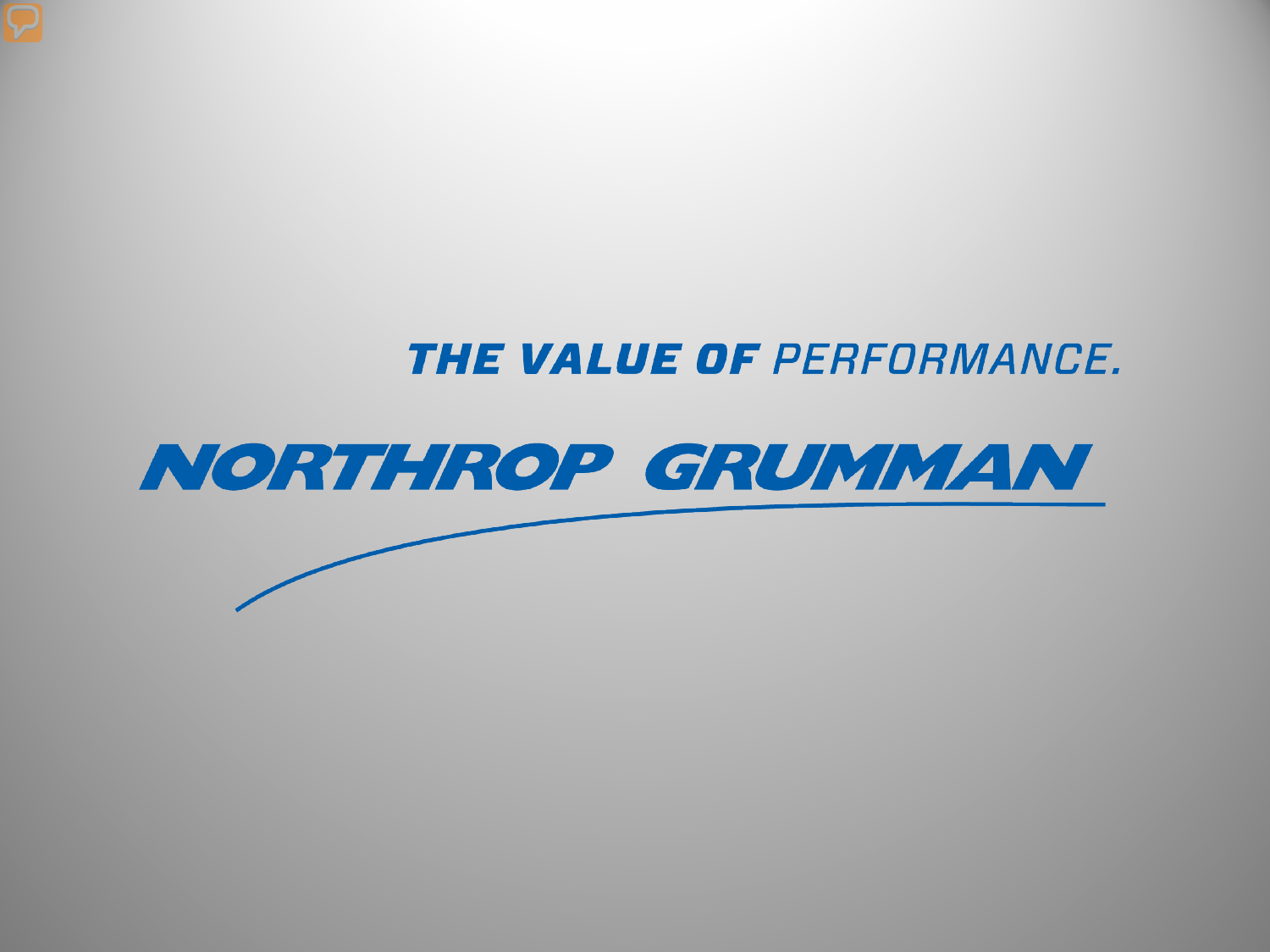THE VALUE OF PERFORMANCE.

NORTHROP GRUMMAN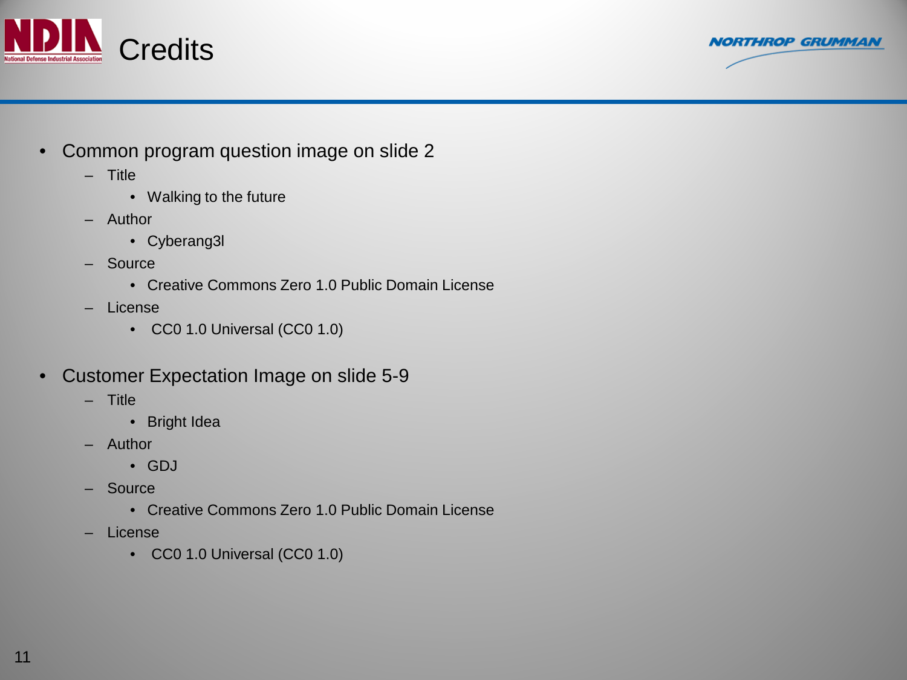# Credits

- Common program question image on slide 2
  - Title
    - Walking to the future
  - Author
    - Cyberang3l
  - Source
    - Creative Commons Zero 1.0 Public Domain License
  - License
    - CC0 1.0 Universal (CC0 1.0)
- Customer Expectation Image on slide 5-9
  - Title
    - Bright Idea
  - Author
    - GDJ
  - Source
    - Creative Commons Zero 1.0 Public Domain License
  - License
    - CC0 1.0 Universal (CC0 1.0)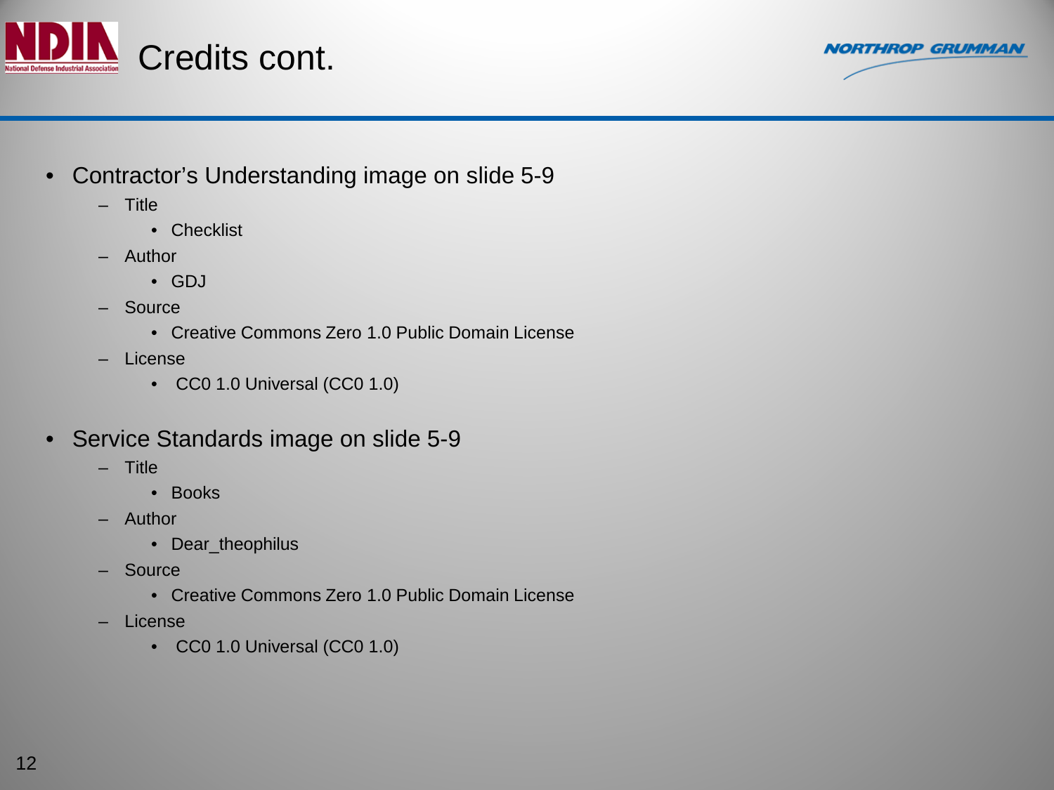# Credits cont.

- Contractor's Understanding image on slide 5-9
  - Title
    - Checklist
  - Author
    - GDJ
  - Source
    - Creative Commons Zero 1.0 Public Domain License
  - License
    - CC0 1.0 Universal (CC0 1.0)

- Service Standards image on slide 5-9
  - Title
    - Books
  - Author
    - Dear_theophilus
  - Source
    - Creative Commons Zero 1.0 Public Domain License
  - License
    - CC0 1.0 Universal (CC0 1.0)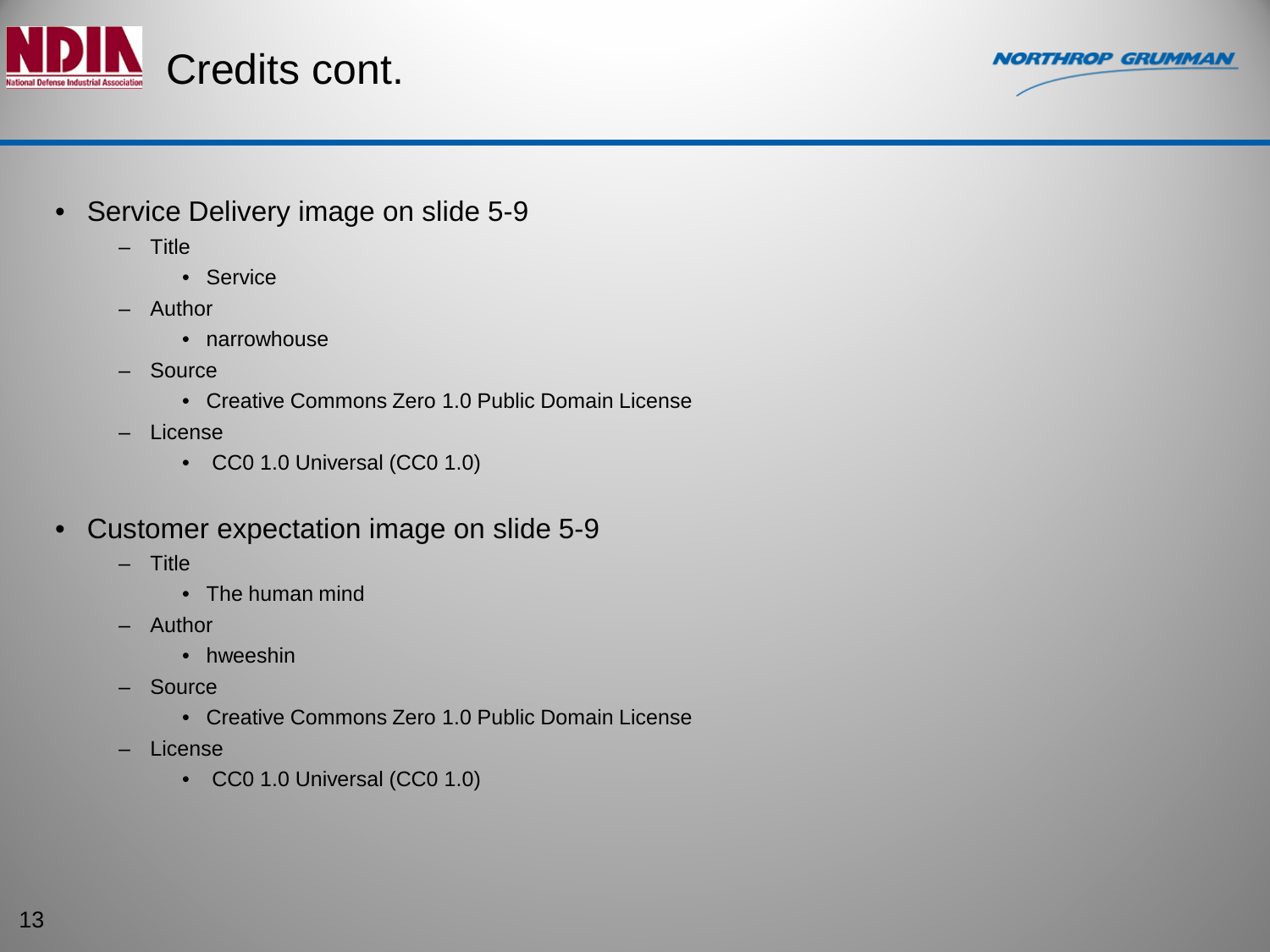# Credits cont.

- Service Delivery image on slide 5-9
  - Title
    - Service
  - Author
    - narrowhouse
  - Source
    - Creative Commons Zero 1.0 Public Domain License
  - License
    - CC0 1.0 Universal (CC0 1.0)

- Customer expectation image on slide 5-9
  - Title
    - The human mind
  - Author
    - hweeshin
  - Source
    - Creative Commons Zero 1.0 Public Domain License
  - License
    - CC0 1.0 Universal (CC0 1.0)